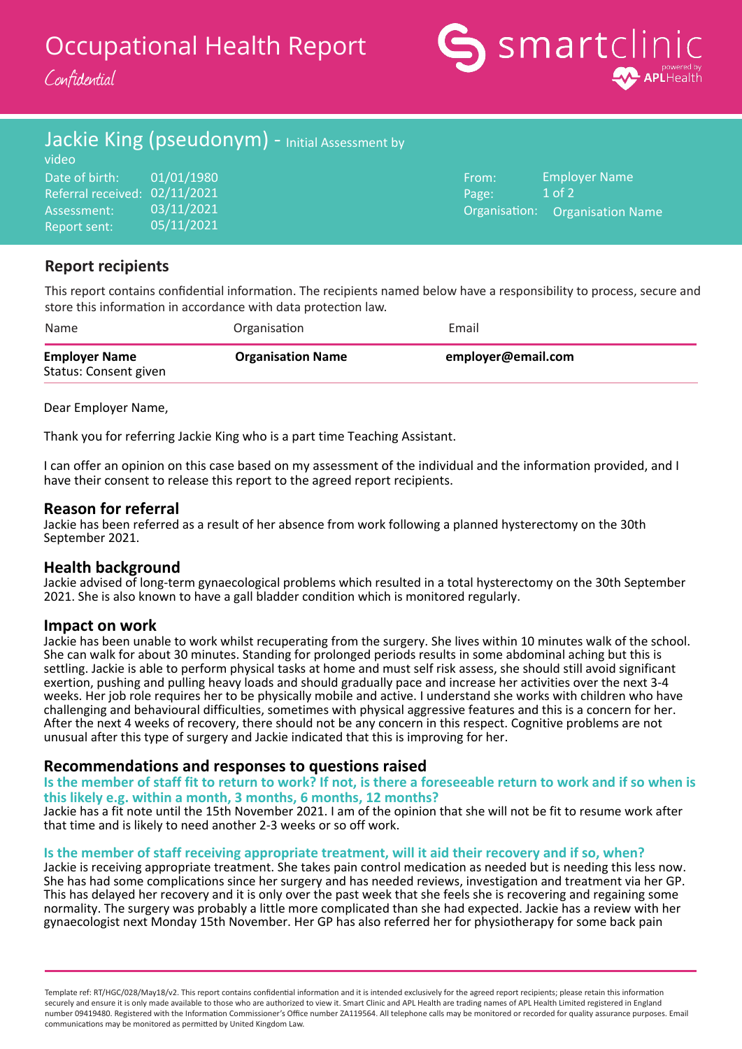# Occupational Health Report

*Confidential*

## Jackie King (pseudonym) - Initial Assessment by video

Date of birth: 01/01/1980
Referral received: 02/11/2021
Assessment: 03/11/2021
Report sent: 05/11/2021

From: Employer Name
Organisation: Organisation Name

### Report recipients

This report contains confidential information. The recipients named below have a responsibility to process, secure and store this information in accordance with data protection law.

| Name | Organisation | Email |
|---|---|---|
| **Employer Name**<br>Status: Consent given | **Organisation Name** | **employer@email.com** |

Dear Employer Name,

Thank you for referring Jackie King who is a part time Teaching Assistant.

I can offer an opinion on this case based on my assessment of the individual and the information provided, and I have their consent to release this report to the agreed report recipients.

### Reason for referral

Jackie has been referred as a result of her absence from work following a planned hysterectomy on the 30th September 2021.

### Health background

Jackie advised of long-term gynaecological problems which resulted in a total hysterectomy on the 30th September 2021. She is also known to have a gall bladder condition which is monitored regularly.

### Impact on work

Jackie has been unable to work whilst recuperating from the surgery. She lives within 10 minutes walk of the school. She can walk for about 30 minutes. Standing for prolonged periods results in some abdominal aching but this is settling. Jackie is able to perform physical tasks at home and must self risk assess, she should still avoid significant exertion, pushing and pulling heavy loads and should gradually pace and increase her activities over the next 3-4 weeks. Her job role requires her to be physically mobile and active. I understand she works with children who have challenging and behavioural difficulties, sometimes with physical aggressive features and this is a concern for her. After the next 4 weeks of recovery, there should not be any concern in this respect. Cognitive problems are not unusual after this type of surgery and Jackie indicated that this is improving for her.

### Recommendations and responses to questions raised

**Is the member of staff fit to return to work? If not, is there a foreseeable return to work and if so when is this likely e.g. within a month, 3 months, 6 months, 12 months?**

Jackie has a fit note until the 15th November 2021. I am of the opinion that she will not be fit to resume work after that time and is likely to need another 2-3 weeks or so off work.

**Is the member of staff receiving appropriate treatment, will it aid their recovery and if so, when?**

Jackie is receiving appropriate treatment. She takes pain control medication as needed but is needing this less now. She has had some complications since her surgery and has needed reviews, investigation and treatment via her GP. This has delayed her recovery and it is only over the past week that she feels she is recovering and regaining some normality. The surgery was probably a little more complicated than she had expected. Jackie has a review with her gynaecologist next Monday 15th November. Her GP has also referred her for physiotherapy for some back pain

Template ref: RT/HGC/028/May18/v2. This report contains confidential information and it is intended exclusively for the agreed report recipients; please retain this information securely and ensure it is only made available to those who are authorized to view it. Smart Clinic and APL Health are trading names of APL Health Limited registered in England number 09419480. Registered with the Information Commissioner's Office number ZA119564. All telephone calls may be monitored or recorded for quality assurance purposes. Email communications may be monitored as permitted by United Kingdom Law.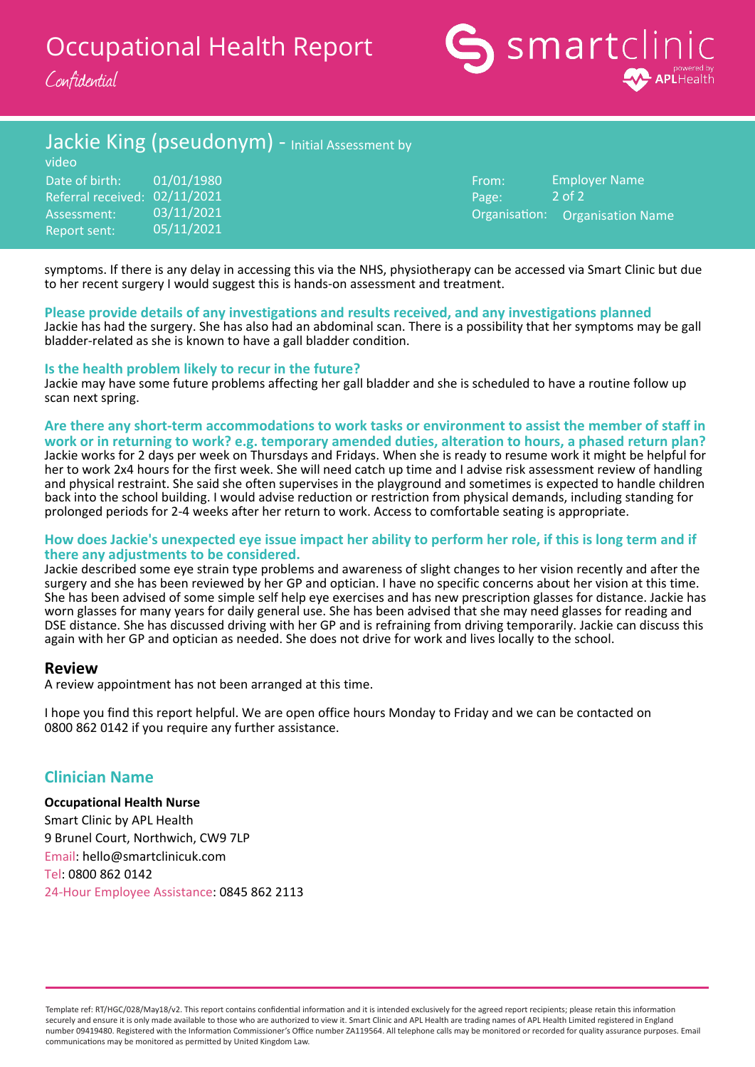symptoms. If there is any delay in accessing this via the NHS, physiotherapy can be accessed via Smart Clinic but due to her recent surgery I would suggest this is hands-on assessment and treatment.

### Please provide details of any investigations and results received, and any investigations planned

Jackie has had the surgery. She has also had an abdominal scan. There is a possibility that her symptoms may be gall bladder-related as she is known to have a gall bladder condition.

### Is the health problem likely to recur in the future?

Jackie may have some future problems affecting her gall bladder and she is scheduled to have a routine follow up scan next spring.

### Are there any short-term accommodations to work tasks or environment to assist the member of staff in work or in returning to work? e.g. temporary amended duties, alteration to hours, a phased return plan?

Jackie works for 2 days per week on Thursdays and Fridays. When she is ready to resume work it might be helpful for her to work 2x4 hours for the first week. She will need catch up time and I advise risk assessment review of handling and physical restraint. She said she often supervises in the playground and sometimes is expected to handle children back into the school building. I would advise reduction or restriction from physical demands, including standing for prolonged periods for 2-4 weeks after her return to work. Access to comfortable seating is appropriate.

### How does Jackie's unexpected eye issue impact her ability to perform her role, if this is long term and if there any adjustments to be considered.

Jackie described some eye strain type problems and awareness of slight changes to her vision recently and after the surgery and she has been reviewed by her GP and optician. I have no specific concerns about her vision at this time. She has been advised of some simple self help eye exercises and has new prescription glasses for distance. Jackie has worn glasses for many years for daily general use. She has been advised that she may need glasses for reading and DSE distance. She has discussed driving with her GP and is refraining from driving temporarily. Jackie can discuss this again with her GP and optician as needed. She does not drive for work and lives locally to the school.

## Review

A review appointment has not been arranged at this time.

I hope you find this report helpful. We are open office hours Monday to Friday and we can be contacted on 0800 862 0142 if you require any further assistance.

## Clinician Name

**Occupational Health Nurse**
Smart Clinic by APL Health
9 Brunel Court, Northwich, CW9 7LP
Email: hello@smartclinicuk.com
Tel: 0800 862 0142
24-Hour Employee Assistance: 0845 862 2113

Template ref: RT/HGC/028/May18/v2. This report contains confidential information and it is intended exclusively for the agreed report recipients; please retain this information securely and ensure it is only made available to those who are authorized to view it. Smart Clinic and APL Health are trading names of APL Health Limited registered in England number 09419480. Registered with the Information Commissioner's Office number ZA119564. All telephone calls may be monitored or recorded for quality assurance purposes. Email communications may be monitored as permitted by United Kingdom Law.